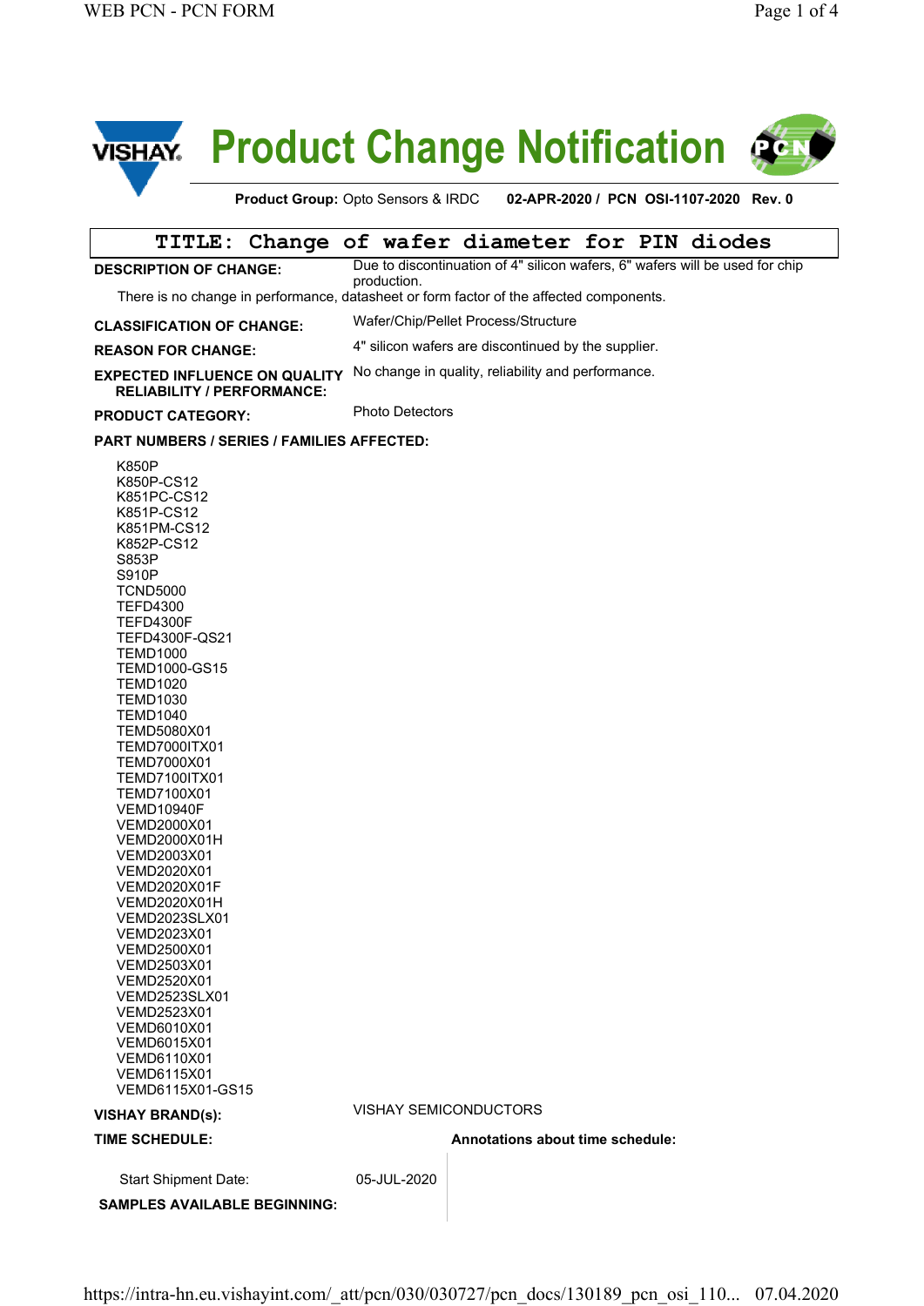# Product Change Notification

**Product Group:** Opto Sensors & IRDC **02-APR-2020 / PCN OSI-1107-2020 Rev. 0**

## TITLE: Change of wafer diameter for PIN diodes

**DESCRIPTION OF CHANGE:** Due to discontinuation of 4" silicon wafers, 6" wafers will be used for chip production.

There is no change in performance, datasheet or form factor of the affected components.

**CLASSIFICATION OF CHANGE:** Wafer/Chip/Pellet Process/Structure

**REASON FOR CHANGE:** 4" silicon wafers are discontinued by the supplier.

**EXPECTED INFLUENCE ON QUALITY RELIABILITY / PERFORMANCE:** No change in quality, reliability and performance.

**PRODUCT CATEGORY:** Photo Detectors

**PART NUMBERS / SERIES / FAMILIES AFFECTED:**

- K850P
- K850P-CS12
- K851PC-CS12
- K851P-CS12
- K851PM-CS12
- K852P-CS12
- S853P
- S910P
- TCND5000
- TEFD4300
- TEFD4300F
- TEFD4300F-QS21
- TEMD1000
- TEMD1000-GS15
- TEMD1020
- TEMD1030
- TEMD1040
- TEMD5080X01
- TEMD7000ITX01
- TEMD7000X01
- TEMD7100ITX01
- TEMD7100X01
- VEMD10940F
- VEMD2000X01
- VEMD2000X01H
- VEMD2003X01
- VEMD2020X01
- VEMD2020X01F
- VEMD2020X01H
- VEMD2023SLX01
- VEMD2023X01
- VEMD2500X01
- VEMD2503X01
- VEMD2520X01
- VEMD2523SLX01
- VEMD2523X01
- VEMD6010X01
- VEMD6015X01
- VEMD6110X01
- VEMD6115X01
- VEMD6115X01-GS15

**VISHAY BRAND(s):** VISHAY SEMICONDUCTORS

**TIME SCHEDULE:**

**Annotations about time schedule:**

Start Shipment Date: 05-JUL-2020

**SAMPLES AVAILABLE BEGINNING:**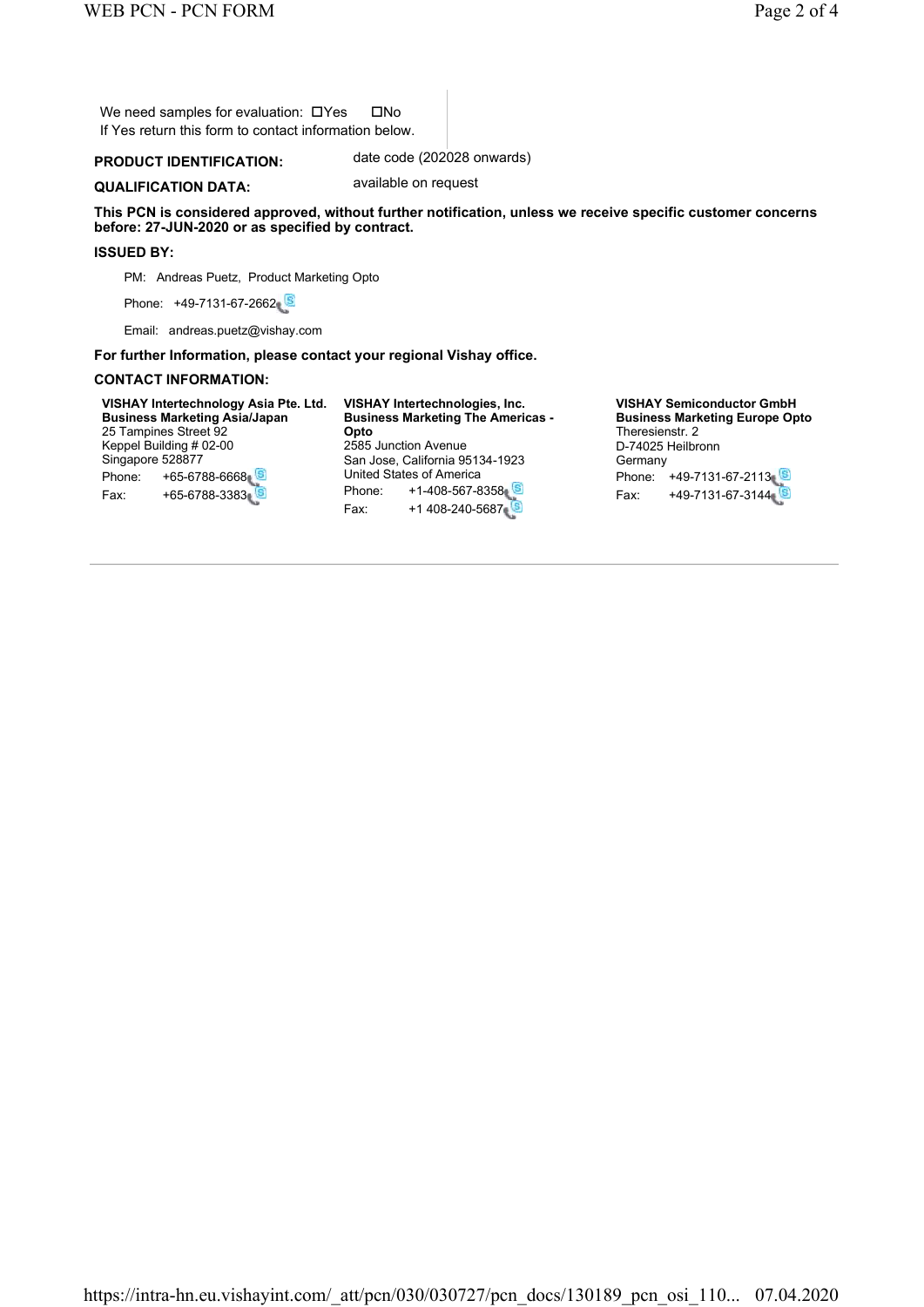We need samples for evaluation: ☐Yes ☐No
If Yes return this form to contact information below.

**PRODUCT IDENTIFICATION:** date code (202028 onwards)

**QUALIFICATION DATA:** available on request

**This PCN is considered approved, without further notification, unless we receive specific customer concerns before: 27-JUN-2020 or as specified by contract.**

**ISSUED BY:**

PM: Andreas Puetz, Product Marketing Opto

Phone: +49-7131-67-2662

Email: andreas.puetz@vishay.com

**For further Information, please contact your regional Vishay office.**

**CONTACT INFORMATION:**

**VISHAY Intertechnology Asia Pte. Ltd.**
**Business Marketing Asia/Japan**
25 Tampines Street 92
Keppel Building # 02-00
Singapore 528877
Phone: +65-6788-6668
Fax: +65-6788-3383

**VISHAY Intertechnologies, Inc.**
**Business Marketing The Americas - Opto**
2585 Junction Avenue
San Jose, California 95134-1923
United States of America
Phone: +1-408-567-8358
Fax: +1 408-240-5687

**VISHAY Semiconductor GmbH**
**Business Marketing Europe Opto**
Theresienstr. 2
D-74025 Heilbronn
Germany
Phone: +49-7131-67-2113
Fax: +49-7131-67-3144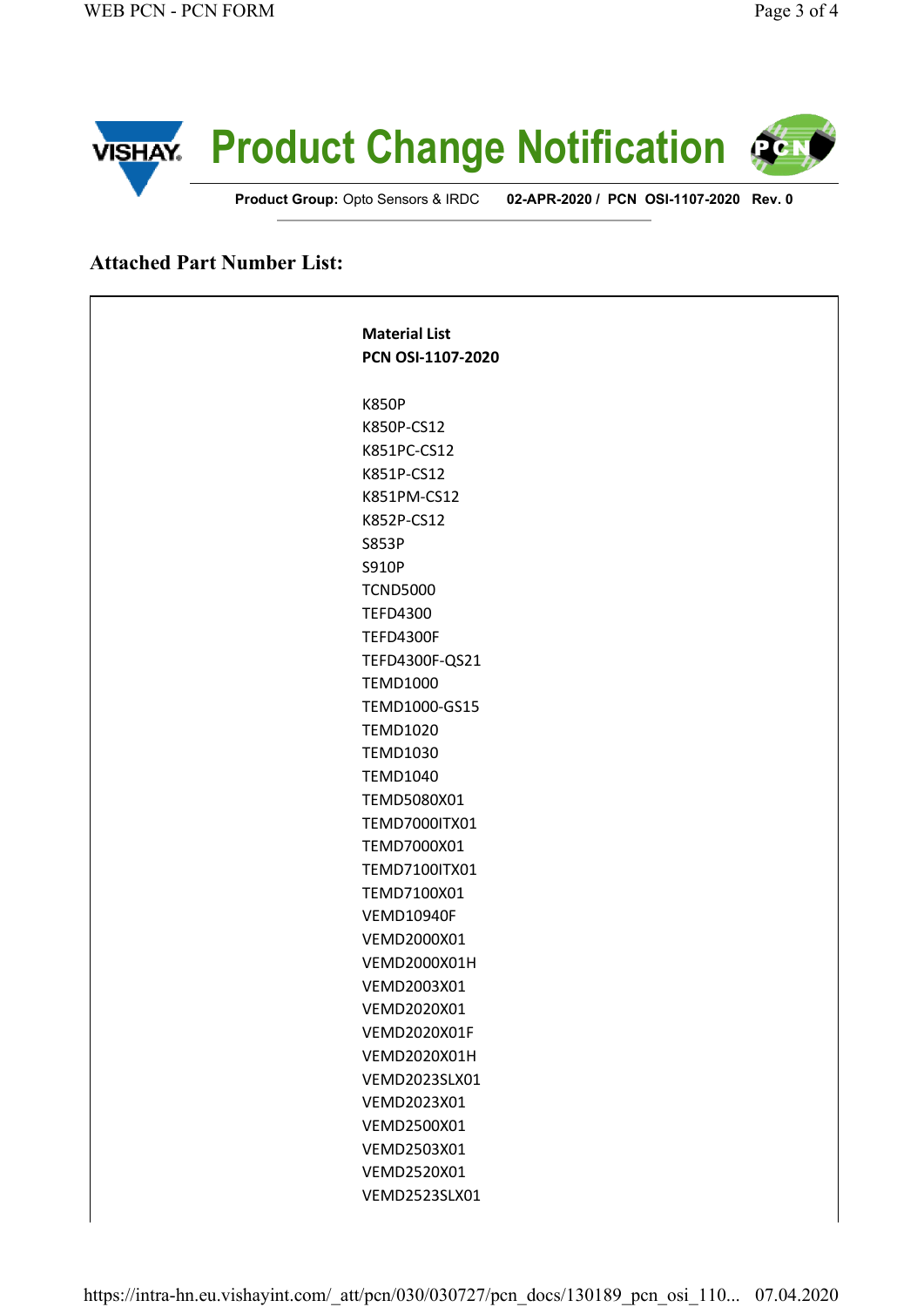**Product Change Notification**

**Product Group:** Opto Sensors & IRDC **02-APR-2020 / PCN OSI-1107-2020 Rev. 0**

## Attached Part Number List:

**Material List**
**PCN OSI-1107-2020**

K850P
K850P-CS12
K851PC-CS12
K851P-CS12
K851PM-CS12
K852P-CS12
S853P
S910P
TCND5000
TEFD4300
TEFD4300F
TEFD4300F-QS21
TEMD1000
TEMD1000-GS15
TEMD1020
TEMD1030
TEMD1040
TEMD5080X01
TEMD7000ITX01
TEMD7000X01
TEMD7100ITX01
TEMD7100X01
VEMD10940F
VEMD2000X01
VEMD2000X01H
VEMD2003X01
VEMD2020X01
VEMD2020X01F
VEMD2020X01H
VEMD2023SLX01
VEMD2023X01
VEMD2500X01
VEMD2503X01
VEMD2520X01
VEMD2523SLX01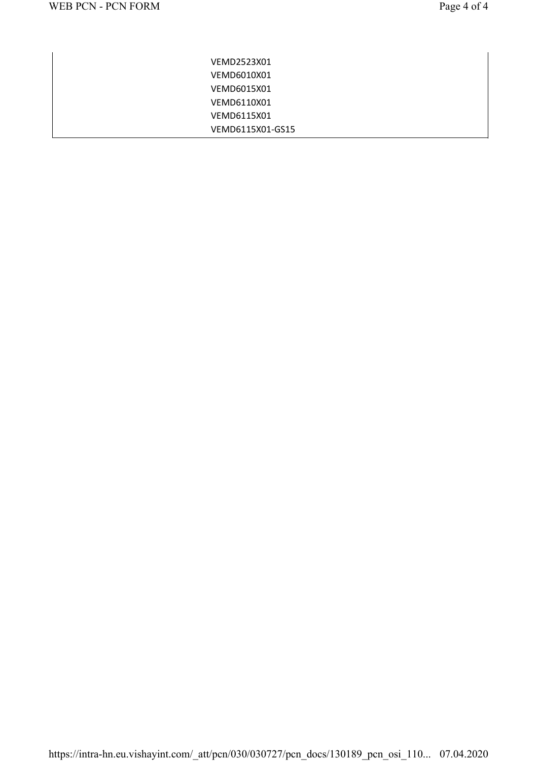VEMD2523X01
VEMD6010X01
VEMD6015X01
VEMD6110X01
VEMD6115X01
VEMD6115X01-GS15